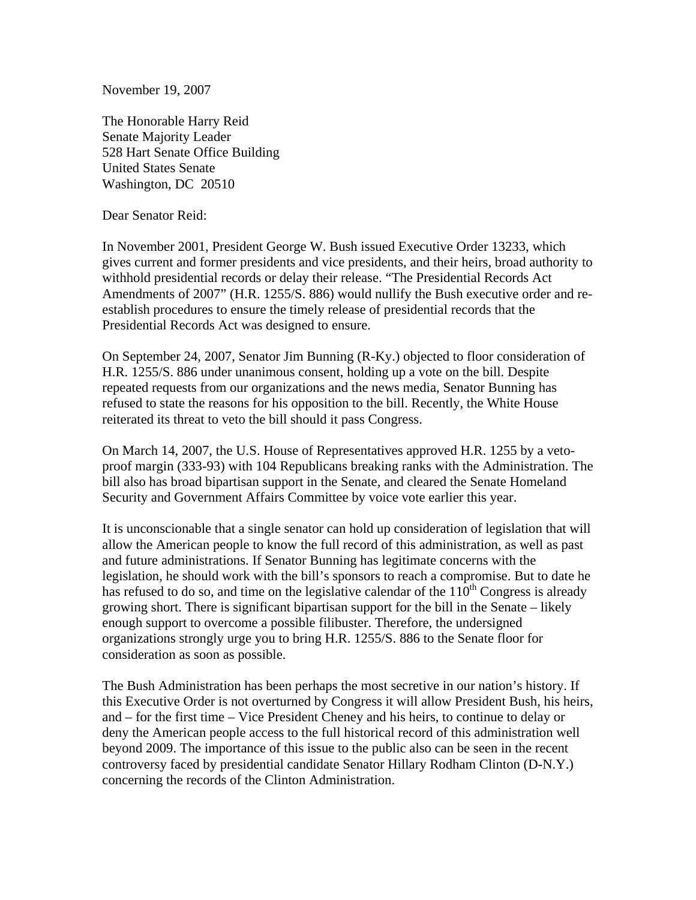November 19, 2007

The Honorable Harry Reid
Senate Majority Leader
528 Hart Senate Office Building
United States Senate
Washington, DC 20510

Dear Senator Reid:

In November 2001, President George W. Bush issued Executive Order 13233, which gives current and former presidents and vice presidents, and their heirs, broad authority to withhold presidential records or delay their release. "The Presidential Records Act Amendments of 2007" (H.R. 1255/S. 886) would nullify the Bush executive order and re-establish procedures to ensure the timely release of presidential records that the Presidential Records Act was designed to ensure.

On September 24, 2007, Senator Jim Bunning (R-Ky.) objected to floor consideration of H.R. 1255/S. 886 under unanimous consent, holding up a vote on the bill. Despite repeated requests from our organizations and the news media, Senator Bunning has refused to state the reasons for his opposition to the bill. Recently, the White House reiterated its threat to veto the bill should it pass Congress.

On March 14, 2007, the U.S. House of Representatives approved H.R. 1255 by a veto-proof margin (333-93) with 104 Republicans breaking ranks with the Administration. The bill also has broad bipartisan support in the Senate, and cleared the Senate Homeland Security and Government Affairs Committee by voice vote earlier this year.

It is unconscionable that a single senator can hold up consideration of legislation that will allow the American people to know the full record of this administration, as well as past and future administrations. If Senator Bunning has legitimate concerns with the legislation, he should work with the bill's sponsors to reach a compromise. But to date he has refused to do so, and time on the legislative calendar of the 110th Congress is already growing short. There is significant bipartisan support for the bill in the Senate – likely enough support to overcome a possible filibuster. Therefore, the undersigned organizations strongly urge you to bring H.R. 1255/S. 886 to the Senate floor for consideration as soon as possible.

The Bush Administration has been perhaps the most secretive in our nation's history. If this Executive Order is not overturned by Congress it will allow President Bush, his heirs, and – for the first time – Vice President Cheney and his heirs, to continue to delay or deny the American people access to the full historical record of this administration well beyond 2009. The importance of this issue to the public also can be seen in the recent controversy faced by presidential candidate Senator Hillary Rodham Clinton (D-N.Y.) concerning the records of the Clinton Administration.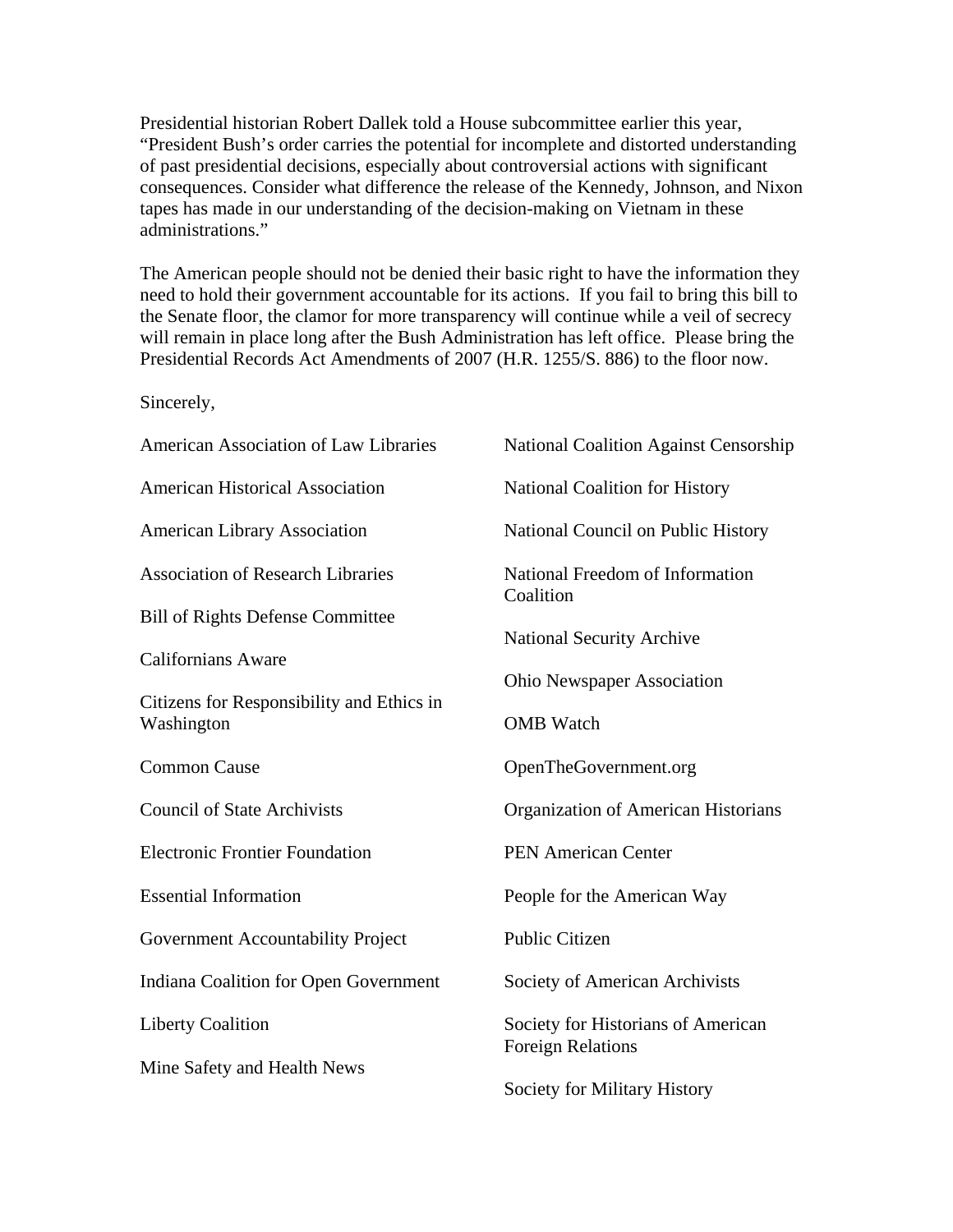Presidential historian Robert Dallek told a House subcommittee earlier this year, "President Bush's order carries the potential for incomplete and distorted understanding of past presidential decisions, especially about controversial actions with significant consequences. Consider what difference the release of the Kennedy, Johnson, and Nixon tapes has made in our understanding of the decision-making on Vietnam in these administrations."

The American people should not be denied their basic right to have the information they need to hold their government accountable for its actions. If you fail to bring this bill to the Senate floor, the clamor for more transparency will continue while a veil of secrecy will remain in place long after the Bush Administration has left office. Please bring the Presidential Records Act Amendments of 2007 (H.R. 1255/S. 886) to the floor now.

Sincerely,

American Association of Law Libraries

American Historical Association

American Library Association

Association of Research Libraries

Bill of Rights Defense Committee

Californians Aware

Citizens for Responsibility and Ethics in Washington

Common Cause

Council of State Archivists

Electronic Frontier Foundation

Essential Information

Government Accountability Project

Indiana Coalition for Open Government

Liberty Coalition

Mine Safety and Health News

National Coalition Against Censorship

National Coalition for History

National Council on Public History

National Freedom of Information Coalition

National Security Archive

Ohio Newspaper Association

OMB Watch

OpenTheGovernment.org

Organization of American Historians

PEN American Center

People for the American Way

Public Citizen

Society of American Archivists

Society for Historians of American Foreign Relations

Society for Military History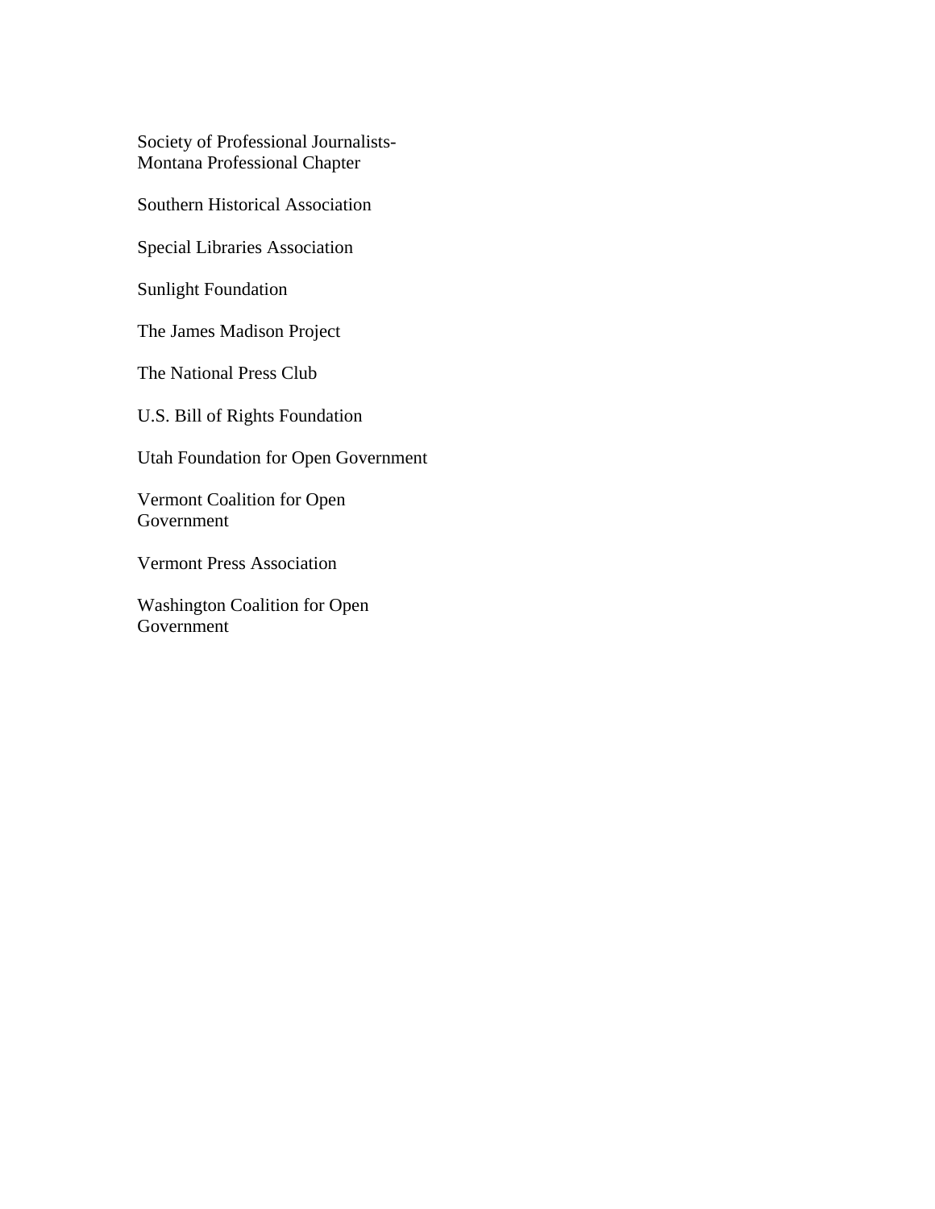Society of Professional Journalists-
Montana Professional Chapter

Southern Historical Association

Special Libraries Association

Sunlight Foundation

The James Madison Project

The National Press Club

U.S. Bill of Rights Foundation

Utah Foundation for Open Government

Vermont Coalition for Open
Government

Vermont Press Association

Washington Coalition for Open
Government